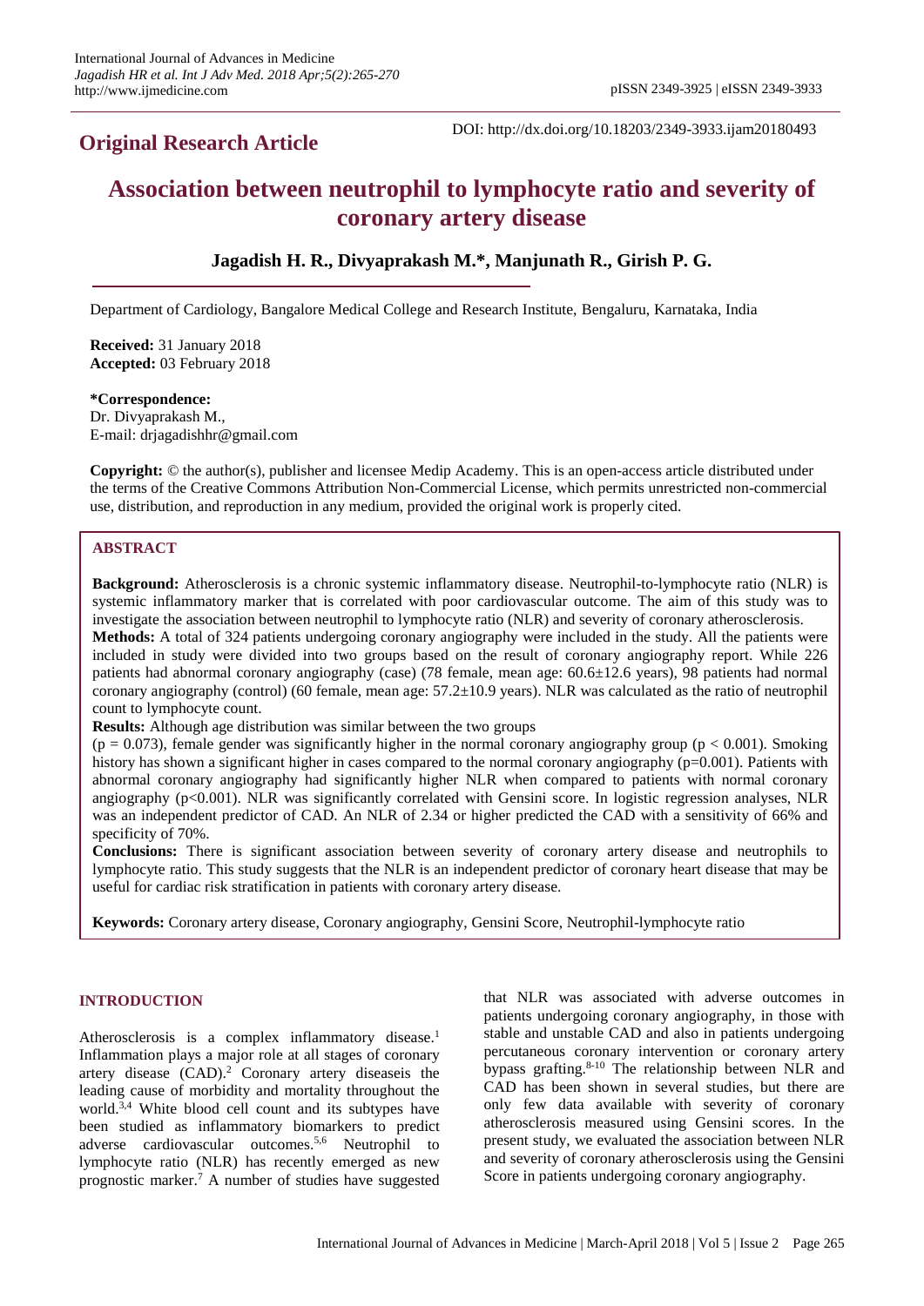**Original Research Article**

DOI: http://dx.doi.org/10.18203/2349-3933.ijam20180493

# Association between neutrophil to lymphocyte ratio and severity of coronary artery disease

**Jagadish H. R., Divyaprakash M.\*, Manjunath R., Girish P. G.**

Department of Cardiology, Bangalore Medical College and Research Institute, Bengaluru, Karnataka, India

**Received:** 31 January 2018
**Accepted:** 03 February 2018

**\*Correspondence:**
Dr. Divyaprakash M.,
E-mail: drjagadishhr@gmail.com

**Copyright:** © the author(s), publisher and licensee Medip Academy. This is an open-access article distributed under the terms of the Creative Commons Attribution Non-Commercial License, which permits unrestricted non-commercial use, distribution, and reproduction in any medium, provided the original work is properly cited.

## ABSTRACT

**Background:** Atherosclerosis is a chronic systemic inflammatory disease. Neutrophil-to-lymphocyte ratio (NLR) is systemic inflammatory marker that is correlated with poor cardiovascular outcome. The aim of this study was to investigate the association between neutrophil to lymphocyte ratio (NLR) and severity of coronary atherosclerosis.

**Methods:** A total of 324 patients undergoing coronary angiography were included in the study. All the patients were included in study were divided into two groups based on the result of coronary angiography report. While 226 patients had abnormal coronary angiography (case) (78 female, mean age: 60.6±12.6 years), 98 patients had normal coronary angiography (control) (60 female, mean age: 57.2±10.9 years). NLR was calculated as the ratio of neutrophil count to lymphocyte count.

**Results:** Although age distribution was similar between the two groups ($p = 0.073$), female gender was significantly higher in the normal coronary angiography group ($p < 0.001$). Smoking history has shown a significant higher in cases compared to the normal coronary angiography ($p=0.001$). Patients with abnormal coronary angiography had significantly higher NLR when compared to patients with normal coronary angiography ($p<0.001$). NLR was significantly correlated with Gensini score. In logistic regression analyses, NLR was an independent predictor of CAD. An NLR of 2.34 or higher predicted the CAD with a sensitivity of 66% and specificity of 70%.

**Conclusions:** There is significant association between severity of coronary artery disease and neutrophils to lymphocyte ratio. This study suggests that the NLR is an independent predictor of coronary heart disease that may be useful for cardiac risk stratification in patients with coronary artery disease.

**Keywords:** Coronary artery disease, Coronary angiography, Gensini Score, Neutrophil-lymphocyte ratio

## INTRODUCTION

Atherosclerosis is a complex inflammatory disease.[1] Inflammation plays a major role at all stages of coronary artery disease (CAD).[2] Coronary artery diseaseis the leading cause of morbidity and mortality throughout the world.[3,4] White blood cell count and its subtypes have been studied as inflammatory biomarkers to predict adverse cardiovascular outcomes.[5,6] Neutrophil to lymphocyte ratio (NLR) has recently emerged as new prognostic marker.[7] A number of studies have suggested that NLR was associated with adverse outcomes in patients undergoing coronary angiography, in those with stable and unstable CAD and also in patients undergoing percutaneous coronary intervention or coronary artery bypass grafting.[8-10] The relationship between NLR and CAD has been shown in several studies, but there are only few data available with severity of coronary atherosclerosis measured using Gensini scores. In the present study, we evaluated the association between NLR and severity of coronary atherosclerosis using the Gensini Score in patients undergoing coronary angiography.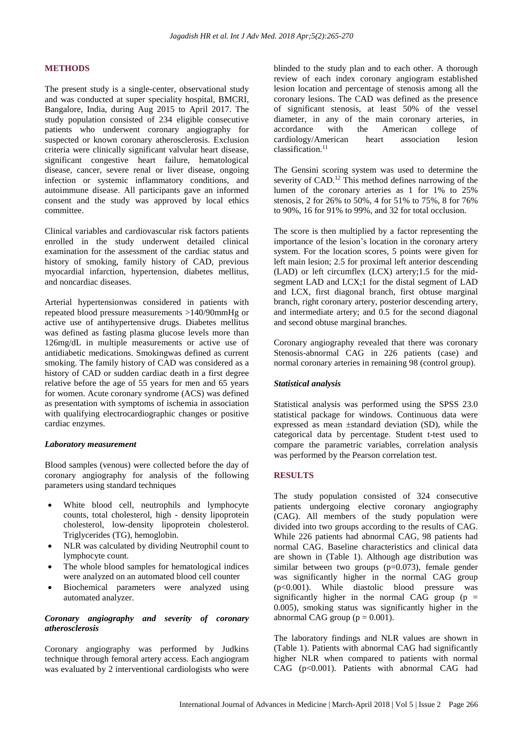## METHODS

The present study is a single-center, observational study and was conducted at super speciality hospital, BMCRI, Bangalore, India, during Aug 2015 to April 2017. The study population consisted of 234 eligible consecutive patients who underwent coronary angiography for suspected or known coronary atherosclerosis. Exclusion criteria were clinically significant valvular heart disease, significant congestive heart failure, hematological disease, cancer, severe renal or liver disease, ongoing infection or systemic inflammatory conditions, and autoimmune disease. All participants gave an informed consent and the study was approved by local ethics committee.

Clinical variables and cardiovascular risk factors patients enrolled in the study underwent detailed clinical examination for the assessment of the cardiac status and history of smoking, family history of CAD, previous myocardial infarction, hypertension, diabetes mellitus, and noncardiac diseases.

Arterial hypertensionwas considered in patients with repeated blood pressure measurements >140/90mmHg or active use of antihypertensive drugs. Diabetes mellitus was defined as fasting plasma glucose levels more than 126mg/dL in multiple measurements or active use of antidiabetic medications. Smokingwas defined as current smoking. The family history of CAD was considered as a history of CAD or sudden cardiac death in a first degree relative before the age of 55 years for men and 65 years for women. Acute coronary syndrome (ACS) was defined as presentation with symptoms of ischemia in association with qualifying electrocardiographic changes or positive cardiac enzymes.

### *Laboratory measurement*

Blood samples (venous) were collected before the day of coronary angiography for analysis of the following parameters using standard techniques

- White blood cell, neutrophils and lymphocyte counts, total cholesterol, high - density lipoprotein cholesterol, low-density lipoprotein cholesterol. Triglycerides (TG), hemoglobin.
- NLR was calculated by dividing Neutrophil count to lymphocyte count.
- The whole blood samples for hematological indices were analyzed on an automated blood cell counter
- Biochemical parameters were analyzed using automated analyzer.

### *Coronary angiography and severity of coronary atherosclerosis*

Coronary angiography was performed by Judkins technique through femoral artery access. Each angiogram was evaluated by 2 interventional cardiologists who were blinded to the study plan and to each other. A thorough review of each index coronary angiogram established lesion location and percentage of stenosis among all the coronary lesions. The CAD was defined as the presence of significant stenosis, at least 50% of the vessel diameter, in any of the main coronary arteries, in accordance with the American college of cardiology/American heart association lesion classification.[11]

The Gensini scoring system was used to determine the severity of CAD.[12] This method defines narrowing of the lumen of the coronary arteries as 1 for 1% to 25% stenosis, 2 for 26% to 50%, 4 for 51% to 75%, 8 for 76% to 90%, 16 for 91% to 99%, and 32 for total occlusion.

The score is then multiplied by a factor representing the importance of the lesion's location in the coronary artery system. For the location scores, 5 points were given for left main lesion; 2.5 for proximal left anterior descending (LAD) or left circumflex (LCX) artery;1.5 for the mid-segment LAD and LCX;1 for the distal segment of LAD and LCX, first diagonal branch, first obtuse marginal branch, right coronary artery, posterior descending artery, and intermediate artery; and 0.5 for the second diagonal and second obtuse marginal branches.

Coronary angiography revealed that there was coronary Stenosis-abnormal CAG in 226 patients (case) and normal coronary arteries in remaining 98 (control group).

### *Statistical analysis*

Statistical analysis was performed using the SPSS 23.0 statistical package for windows. Continuous data were expressed as mean ±standard deviation (SD), while the categorical data by percentage. Student t-test used to compare the parametric variables, correlation analysis was performed by the Pearson correlation test.

## RESULTS

The study population consisted of 324 consecutive patients undergoing elective coronary angiography (CAG). All members of the study population were divided into two groups according to the results of CAG. While 226 patients had abnormal CAG, 98 patients had normal CAG. Baseline characteristics and clinical data are shown in (Table 1). Although age distribution was similar between two groups (p=0.073), female gender was significantly higher in the normal CAG group (p<0.001). While diastolic blood pressure was significantly higher in the normal CAG group (p = 0.005), smoking status was significantly higher in the abnormal CAG group (p = 0.001).

The laboratory findings and NLR values are shown in (Table 1). Patients with abnormal CAG had significantly higher NLR when compared to patients with normal CAG (p<0.001). Patients with abnormal CAG had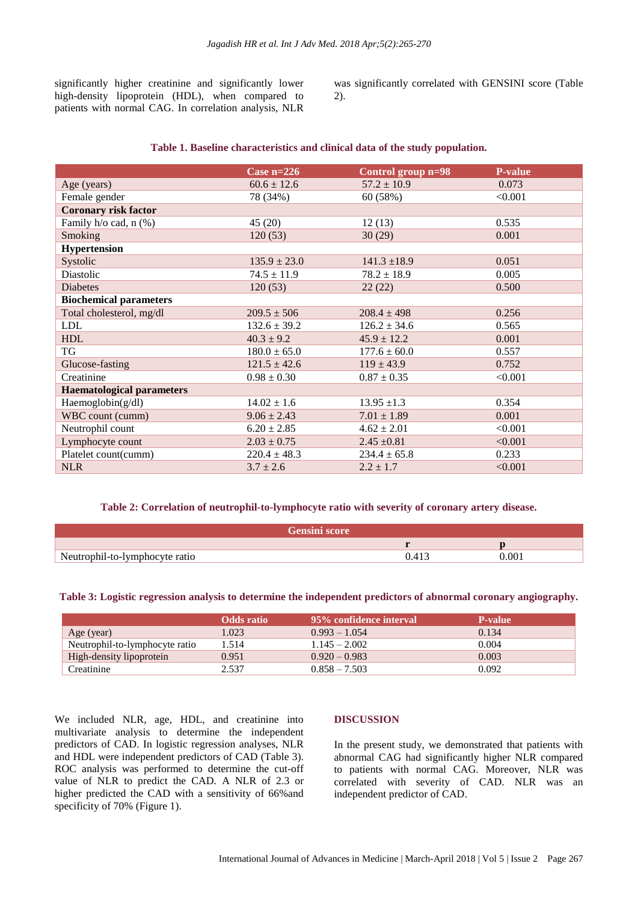significantly higher creatinine and significantly lower high-density lipoprotein (HDL), when compared to patients with normal CAG. In correlation analysis, NLR was significantly correlated with GENSINI score (Table 2).

**Table 1. Baseline characteristics and clinical data of the study population.**

| | Case n=226 | Control group n=98 | P-value |
|---|---|---|---|
| Age (years) | 60.6 ± 12.6 | 57.2 ± 10.9 | 0.073 |
| Female gender | 78 (34%) | 60 (58%) | <0.001 |
| **Coronary risk factor** | | | |
| Family h/o cad, n (%) | 45 (20) | 12 (13) | 0.535 |
| Smoking | 120 (53) | 30 (29) | 0.001 |
| **Hypertension** | | | |
| Systolic | 135.9 ± 23.0 | 141.3 ±18.9 | 0.051 |
| Diastolic | 74.5 ± 11.9 | 78.2 ± 18.9 | 0.005 |
| Diabetes | 120 (53) | 22 (22) | 0.500 |
| **Biochemical parameters** | | | |
| Total cholesterol, mg/dl | 209.5 ± 506 | 208.4 ± 498 | 0.256 |
| LDL | 132.6 ± 39.2 | 126.2 ± 34.6 | 0.565 |
| HDL | 40.3 ± 9.2 | 45.9 ± 12.2 | 0.001 |
| TG | 180.0 ± 65.0 | 177.6 ± 60.0 | 0.557 |
| Glucose-fasting | 121.5 ± 42.6 | 119 ± 43.9 | 0.752 |
| Creatinine | 0.98 ± 0.30 | 0.87 ± 0.35 | <0.001 |
| **Haematological parameters** | | | |
| Haemoglobin(g/dl) | 14.02 ± 1.6 | 13.95 ±1.3 | 0.354 |
| WBC count (cumm) | 9.06 ± 2.43 | 7.01 ± 1.89 | 0.001 |
| Neutrophil count | 6.20 ± 2.85 | 4.62 ± 2.01 | <0.001 |
| Lymphocyte count | 2.03 ± 0.75 | 2.45 ±0.81 | <0.001 |
| Platelet count(cumm) | 220.4 ± 48.3 | 234.4 ± 65.8 | 0.233 |
| NLR | 3.7 ± 2.6 | 2.2 ± 1.7 | <0.001 |

**Table 2: Correlation of neutrophil-to-lymphocyte ratio with severity of coronary artery disease.**

| | Gensini score | |
|---|---|---|
| | r | p |
| Neutrophil-to-lymphocyte ratio | 0.413 | 0.001 |

**Table 3: Logistic regression analysis to determine the independent predictors of abnormal coronary angiography.**

| | Odds ratio | 95% confidence interval | P-value |
|---|---|---|---|
| Age (year) | 1.023 | 0.993 – 1.054 | 0.134 |
| Neutrophil-to-lymphocyte ratio | 1.514 | 1.145 – 2.002 | 0.004 |
| High-density lipoprotein | 0.951 | 0.920 – 0.983 | 0.003 |
| Creatinine | 2.537 | 0.858 – 7.503 | 0.092 |

We included NLR, age, HDL, and creatinine into multivariate analysis to determine the independent predictors of CAD. In logistic regression analyses, NLR and HDL were independent predictors of CAD (Table 3). ROC analysis was performed to determine the cut-off value of NLR to predict the CAD. A NLR of 2.3 or higher predicted the CAD with a sensitivity of 66%and specificity of 70% (Figure 1).

## DISCUSSION

In the present study, we demonstrated that patients with abnormal CAG had significantly higher NLR compared to patients with normal CAG. Moreover, NLR was correlated with severity of CAD. NLR was an independent predictor of CAD.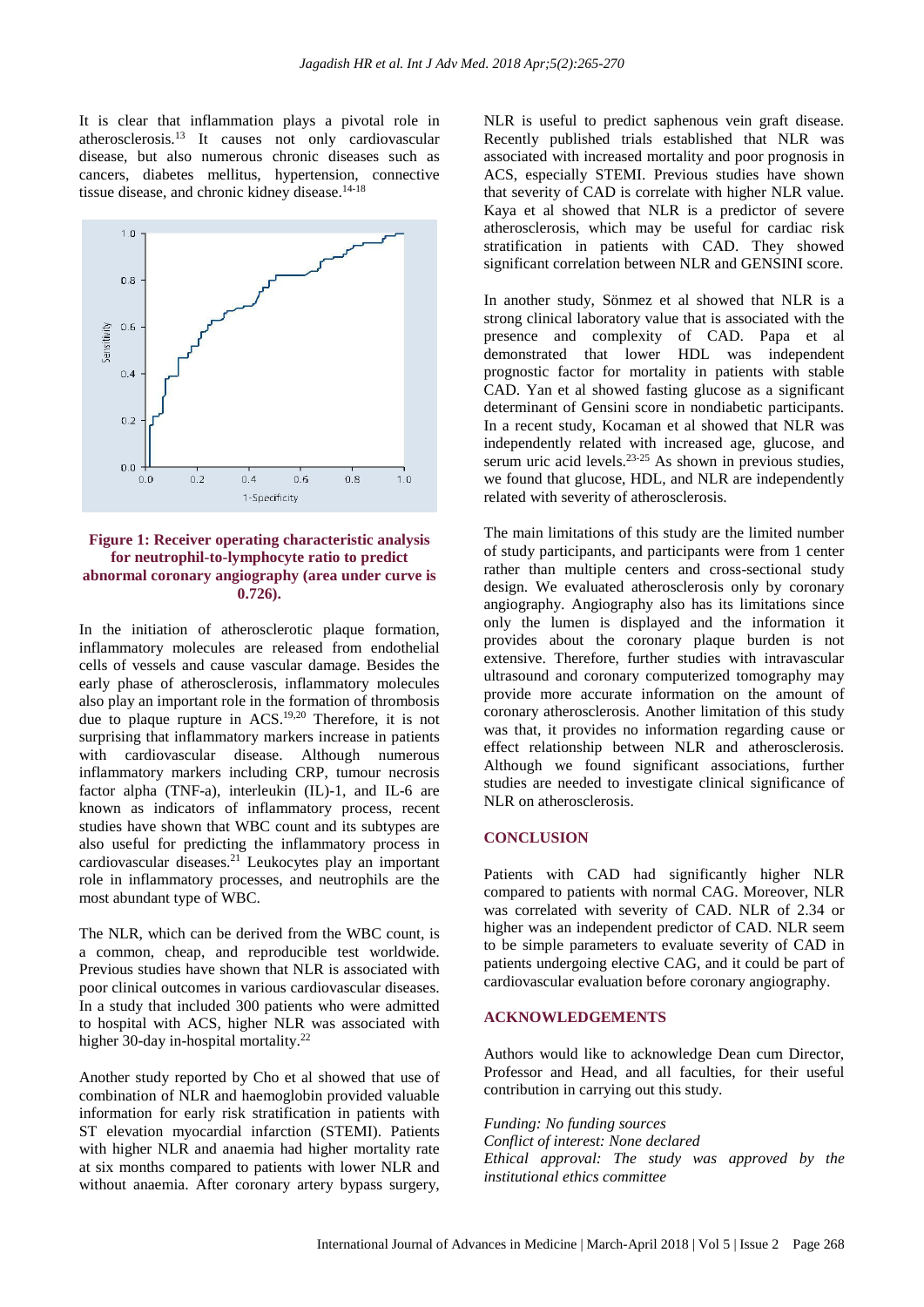It is clear that inflammation plays a pivotal role in atherosclerosis.[13] It causes not only cardiovascular disease, but also numerous chronic diseases such as cancers, diabetes mellitus, hypertension, connective tissue disease, and chronic kidney disease.[14-18]

**Figure 1: Receiver operating characteristic analysis for neutrophil-to-lymphocyte ratio to predict abnormal coronary angiography (area under curve is 0.726).**

In the initiation of atherosclerotic plaque formation, inflammatory molecules are released from endothelial cells of vessels and cause vascular damage. Besides the early phase of atherosclerosis, inflammatory molecules also play an important role in the formation of thrombosis due to plaque rupture in ACS.[19,20] Therefore, it is not surprising that inflammatory markers increase in patients with cardiovascular disease. Although numerous inflammatory markers including CRP, tumour necrosis factor alpha (TNF-a), interleukin (IL)-1, and IL-6 are known as indicators of inflammatory process, recent studies have shown that WBC count and its subtypes are also useful for predicting the inflammatory process in cardiovascular diseases.[21] Leukocytes play an important role in inflammatory processes, and neutrophils are the most abundant type of WBC.

The NLR, which can be derived from the WBC count, is a common, cheap, and reproducible test worldwide. Previous studies have shown that NLR is associated with poor clinical outcomes in various cardiovascular diseases. In a study that included 300 patients who were admitted to hospital with ACS, higher NLR was associated with higher 30-day in-hospital mortality.[22]

Another study reported by Cho et al showed that use of combination of NLR and haemoglobin provided valuable information for early risk stratification in patients with ST elevation myocardial infarction (STEMI). Patients with higher NLR and anaemia had higher mortality rate at six months compared to patients with lower NLR and without anaemia. After coronary artery bypass surgery, NLR is useful to predict saphenous vein graft disease. Recently published trials established that NLR was associated with increased mortality and poor prognosis in ACS, especially STEMI. Previous studies have shown that severity of CAD is correlate with higher NLR value. Kaya et al showed that NLR is a predictor of severe atherosclerosis, which may be useful for cardiac risk stratification in patients with CAD. They showed significant correlation between NLR and GENSINI score.

In another study, Sönmez et al showed that NLR is a strong clinical laboratory value that is associated with the presence and complexity of CAD. Papa et al demonstrated that lower HDL was independent prognostic factor for mortality in patients with stable CAD. Yan et al showed fasting glucose as a significant determinant of Gensini score in nondiabetic participants. In a recent study, Kocaman et al showed that NLR was independently related with increased age, glucose, and serum uric acid levels.[23-25] As shown in previous studies, we found that glucose, HDL, and NLR are independently related with severity of atherosclerosis.

The main limitations of this study are the limited number of study participants, and participants were from 1 center rather than multiple centers and cross-sectional study design. We evaluated atherosclerosis only by coronary angiography. Angiography also has its limitations since only the lumen is displayed and the information it provides about the coronary plaque burden is not extensive. Therefore, further studies with intravascular ultrasound and coronary computerized tomography may provide more accurate information on the amount of coronary atherosclerosis. Another limitation of this study was that, it provides no information regarding cause or effect relationship between NLR and atherosclerosis. Although we found significant associations, further studies are needed to investigate clinical significance of NLR on atherosclerosis.

## CONCLUSION

Patients with CAD had significantly higher NLR compared to patients with normal CAG. Moreover, NLR was correlated with severity of CAD. NLR of 2.34 or higher was an independent predictor of CAD. NLR seem to be simple parameters to evaluate severity of CAD in patients undergoing elective CAG, and it could be part of cardiovascular evaluation before coronary angiography.

## ACKNOWLEDGEMENTS

Authors would like to acknowledge Dean cum Director, Professor and Head, and all faculties, for their useful contribution in carrying out this study.

*Funding: No funding sources*
*Conflict of interest: None declared*
*Ethical approval: The study was approved by the institutional ethics committee*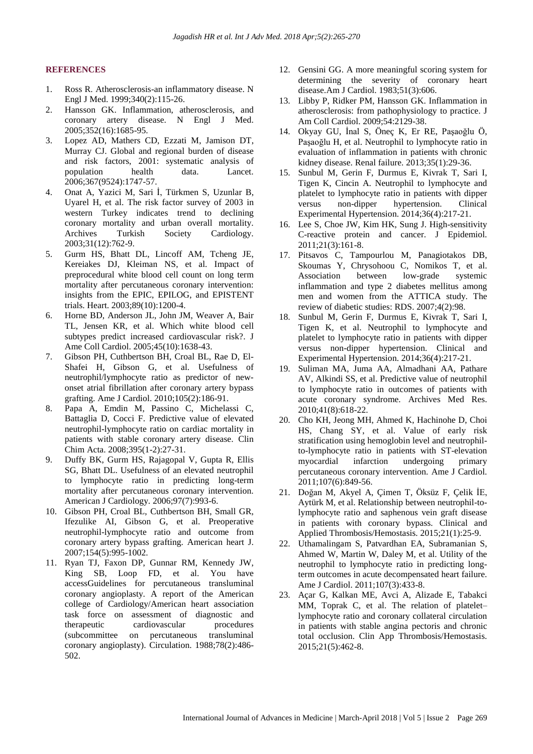## REFERENCES

1. Ross R. Atherosclerosis-an inflammatory disease. N Engl J Med. 1999;340(2):115-26.
2. Hansson GK. Inflammation, atherosclerosis, and coronary artery disease. N Engl J Med. 2005;352(16):1685-95.
3. Lopez AD, Mathers CD, Ezzati M, Jamison DT, Murray CJ. Global and regional burden of disease and risk factors, 2001: systematic analysis of population health data. Lancet. 2006;367(9524):1747-57.
4. Onat A, Yazici M, Sari İ, Türkmen S, Uzunlar B, Uyarel H, et al. The risk factor survey of 2003 in western Turkey indicates trend to declining coronary mortality and urban overall mortality. Archives Turkish Society Cardiology. 2003;31(12):762-9.
5. Gurm HS, Bhatt DL, Lincoff AM, Tcheng JE, Kereiakes DJ, Kleiman NS, et al. Impact of preprocedural white blood cell count on long term mortality after percutaneous coronary intervention: insights from the EPIC, EPILOG, and EPISTENT trials. Heart. 2003;89(10):1200-4.
6. Horne BD, Anderson JL, John JM, Weaver A, Bair TL, Jensen KR, et al. Which white blood cell subtypes predict increased cardiovascular risk?. J Ame Coll Cardiol. 2005;45(10):1638-43.
7. Gibson PH, Cuthbertson BH, Croal BL, Rae D, El-Shafei H, Gibson G, et al. Usefulness of neutrophil/lymphocyte ratio as predictor of new-onset atrial fibrillation after coronary artery bypass grafting. Ame J Cardiol. 2010;105(2):186-91.
8. Papa A, Emdin M, Passino C, Michelassi C, Battaglia D, Cocci F. Predictive value of elevated neutrophil-lymphocyte ratio on cardiac mortality in patients with stable coronary artery disease. Clin Chim Acta. 2008;395(1-2):27-31.
9. Duffy BK, Gurm HS, Rajagopal V, Gupta R, Ellis SG, Bhatt DL. Usefulness of an elevated neutrophil to lymphocyte ratio in predicting long-term mortality after percutaneous coronary intervention. American J Cardiology. 2006;97(7):993-6.
10. Gibson PH, Croal BL, Cuthbertson BH, Small GR, Ifezulike AI, Gibson G, et al. Preoperative neutrophil-lymphocyte ratio and outcome from coronary artery bypass grafting. American heart J. 2007;154(5):995-1002.
11. Ryan TJ, Faxon DP, Gunnar RM, Kennedy JW, King SB, Loop FD, et al. You have accessGuidelines for percutaneous transluminal coronary angioplasty. A report of the American college of Cardiology/American heart association task force on assessment of diagnostic and therapeutic cardiovascular procedures (subcommittee on percutaneous transluminal coronary angioplasty). Circulation. 1988;78(2):486-502.
12. Gensini GG. A more meaningful scoring system for determining the severity of coronary heart disease.Am J Cardiol. 1983;51(3):606.
13. Libby P, Ridker PM, Hansson GK. Inflammation in atherosclerosis: from pathophysiology to practice. J Am Coll Cardiol. 2009;54:2129-38.
14. Okyay GU, İnal S, Öneç K, Er RE, Paşaoğlu Ö, Paşaoğlu H, et al. Neutrophil to lymphocyte ratio in evaluation of inflammation in patients with chronic kidney disease. Renal failure. 2013;35(1):29-36.
15. Sunbul M, Gerin F, Durmus E, Kivrak T, Sari I, Tigen K, Cincin A. Neutrophil to lymphocyte and platelet to lymphocyte ratio in patients with dipper versus non-dipper hypertension. Clinical Experimental Hypertension. 2014;36(4):217-21.
16. Lee S, Choe JW, Kim HK, Sung J. High-sensitivity C-reactive protein and cancer. J Epidemiol. 2011;21(3):161-8.
17. Pitsavos C, Tampourlou M, Panagiotakos DB, Skoumas Y, Chrysohoou C, Nomikos T, et al. Association between low-grade systemic inflammation and type 2 diabetes mellitus among men and women from the ATTICA study. The review of diabetic studies: RDS. 2007;4(2):98.
18. Sunbul M, Gerin F, Durmus E, Kivrak T, Sari I, Tigen K, et al. Neutrophil to lymphocyte and platelet to lymphocyte ratio in patients with dipper versus non-dipper hypertension. Clinical and Experimental Hypertension. 2014;36(4):217-21.
19. Suliman MA, Juma AA, Almadhani AA, Pathare AV, Alkindi SS, et al. Predictive value of neutrophil to lymphocyte ratio in outcomes of patients with acute coronary syndrome. Archives Med Res. 2010;41(8):618-22.
20. Cho KH, Jeong MH, Ahmed K, Hachinohe D, Choi HS, Chang SY, et al. Value of early risk stratification using hemoglobin level and neutrophil-to-lymphocyte ratio in patients with ST-elevation myocardial infarction undergoing primary percutaneous coronary intervention. Ame J Cardiol. 2011;107(6):849-56.
21. Doğan M, Akyel A, Çimen T, Öksüz F, Çelik İE, Aytürk M, et al. Relationship between neutrophil-to-lymphocyte ratio and saphenous vein graft disease in patients with coronary bypass. Clinical and Applied Thrombosis/Hemostasis. 2015;21(1):25-9.
22. Uthamalingam S, Patvardhan EA, Subramanian S, Ahmed W, Martin W, Daley M, et al. Utility of the neutrophil to lymphocyte ratio in predicting long-term outcomes in acute decompensated heart failure. Ame J Cardiol. 2011;107(3):433-8.
23. Açar G, Kalkan ME, Avci A, Alizade E, Tabakci MM, Toprak C, et al. The relation of platelet–lymphocyte ratio and coronary collateral circulation in patients with stable angina pectoris and chronic total occlusion. Clin App Thrombosis/Hemostasis. 2015;21(5):462-8.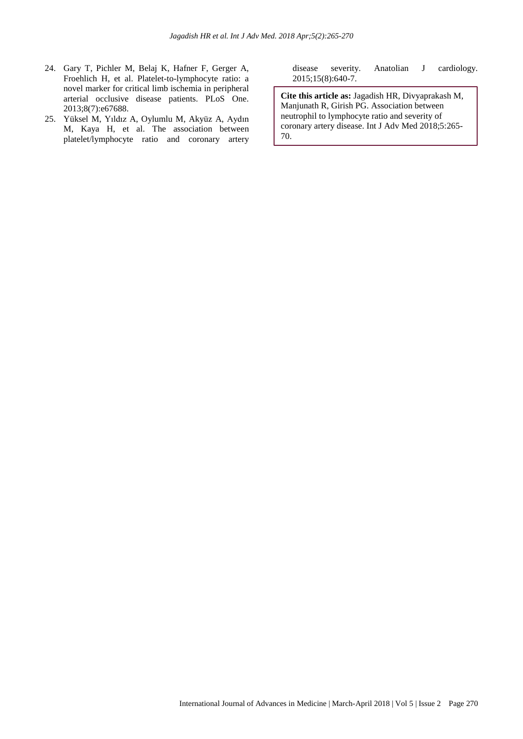24. Gary T, Pichler M, Belaj K, Hafner F, Gerger A, Froehlich H, et al. Platelet-to-lymphocyte ratio: a novel marker for critical limb ischemia in peripheral arterial occlusive disease patients. PLoS One. 2013;8(7):e67688.
25. Yüksel M, Yıldız A, Oylumlu M, Akyüz A, Aydın M, Kaya H, et al. The association between platelet/lymphocyte ratio and coronary artery disease severity. Anatolian J cardiology. 2015;15(8):640-7.

**Cite this article as:** Jagadish HR, Divyaprakash M, Manjunath R, Girish PG. Association between neutrophil to lymphocyte ratio and severity of coronary artery disease. Int J Adv Med 2018;5:265-70.